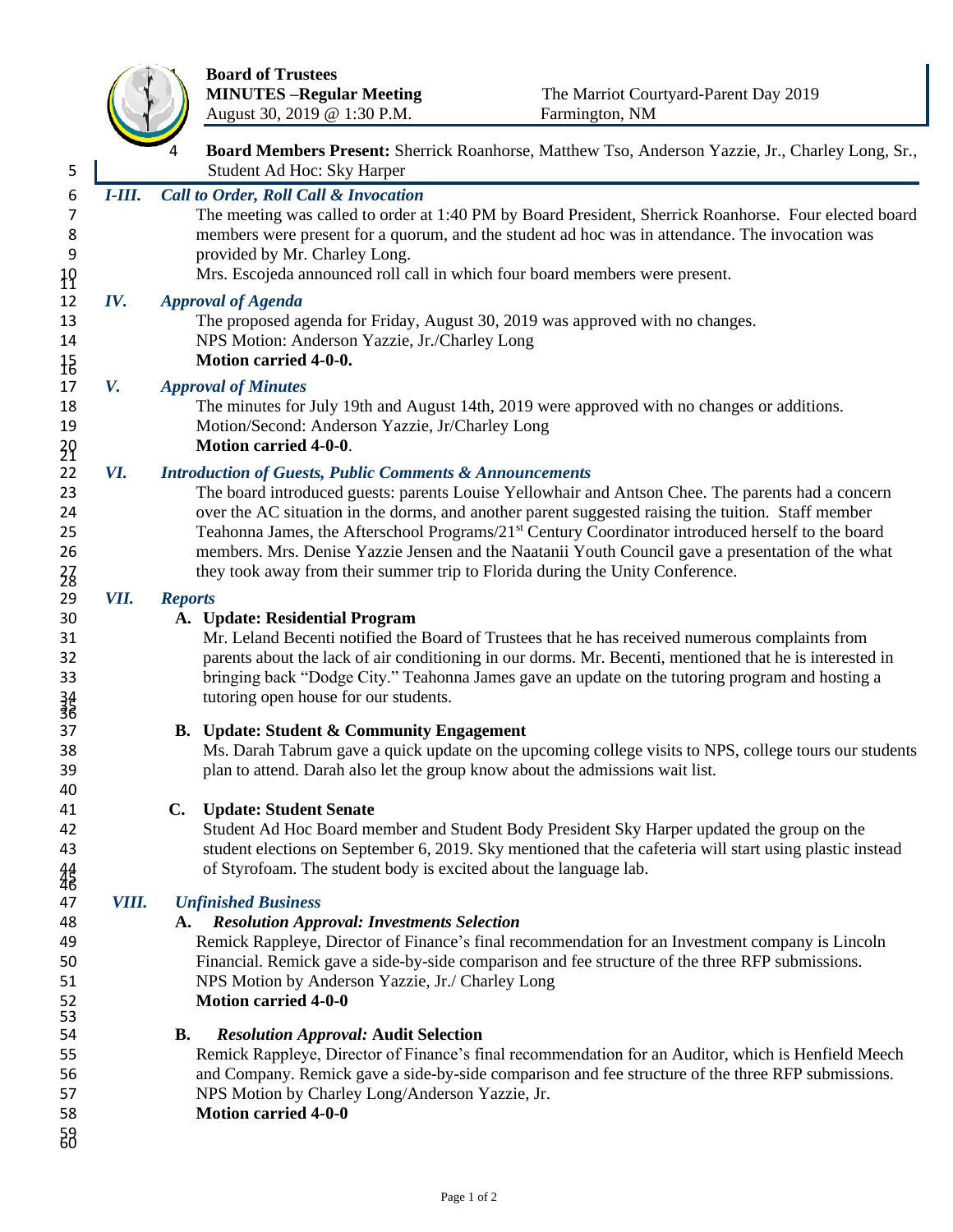**Board of Trustees**
**MINUTES –Regular Meeting**
August 30, 2019 @ 1:30 P.M.

The Marriot Courtyard-Parent Day 2019
Farmington, NM

**Board Members Present:** Sherrick Roanhorse, Matthew Tso, Anderson Yazzie, Jr., Charley Long, Sr., Student Ad Hoc: Sky Harper

## *I-III. Call to Order, Roll Call & Invocation*

The meeting was called to order at 1:40 PM by Board President, Sherrick Roanhorse. Four elected board members were present for a quorum, and the student ad hoc was in attendance. The invocation was provided by Mr. Charley Long.

Mrs. Escojeda announced roll call in which four board members were present.

## *IV. Approval of Agenda*

The proposed agenda for Friday, August 30, 2019 was approved with no changes.
NPS Motion: Anderson Yazzie, Jr./Charley Long
**Motion carried 4-0-0.**

## *V. Approval of Minutes*

The minutes for July 19th and August 14th, 2019 were approved with no changes or additions.
Motion/Second: Anderson Yazzie, Jr/Charley Long
**Motion carried 4-0-0**.

## *VI. Introduction of Guests, Public Comments & Announcements*

The board introduced guests: parents Louise Yellowhair and Antson Chee. The parents had a concern over the AC situation in the dorms, and another parent suggested raising the tuition. Staff member Teahonna James, the Afterschool Programs/21st Century Coordinator introduced herself to the board members. Mrs. Denise Yazzie Jensen and the Naatanii Youth Council gave a presentation of the what they took away from their summer trip to Florida during the Unity Conference.

## *VII. Reports*

### A. Update: Residential Program

Mr. Leland Becenti notified the Board of Trustees that he has received numerous complaints from parents about the lack of air conditioning in our dorms. Mr. Becenti, mentioned that he is interested in bringing back "Dodge City." Teahonna James gave an update on the tutoring program and hosting a tutoring open house for our students.

### B. Update: Student & Community Engagement

Ms. Darah Tabrum gave a quick update on the upcoming college visits to NPS, college tours our students plan to attend. Darah also let the group know about the admissions wait list.

### C. Update: Student Senate

Student Ad Hoc Board member and Student Body President Sky Harper updated the group on the student elections on September 6, 2019. Sky mentioned that the cafeteria will start using plastic instead of Styrofoam. The student body is excited about the language lab.

## *VIII. Unfinished Business*

### A. *Resolution Approval: Investments Selection*

Remick Rappleye, Director of Finance's final recommendation for an Investment company is Lincoln Financial. Remick gave a side-by-side comparison and fee structure of the three RFP submissions.
NPS Motion by Anderson Yazzie, Jr./ Charley Long
**Motion carried 4-0-0**

### B. *Resolution Approval:* Audit Selection

Remick Rappleye, Director of Finance's final recommendation for an Auditor, which is Henfield Meech and Company. Remick gave a side-by-side comparison and fee structure of the three RFP submissions.
NPS Motion by Charley Long/Anderson Yazzie, Jr.
**Motion carried 4-0-0**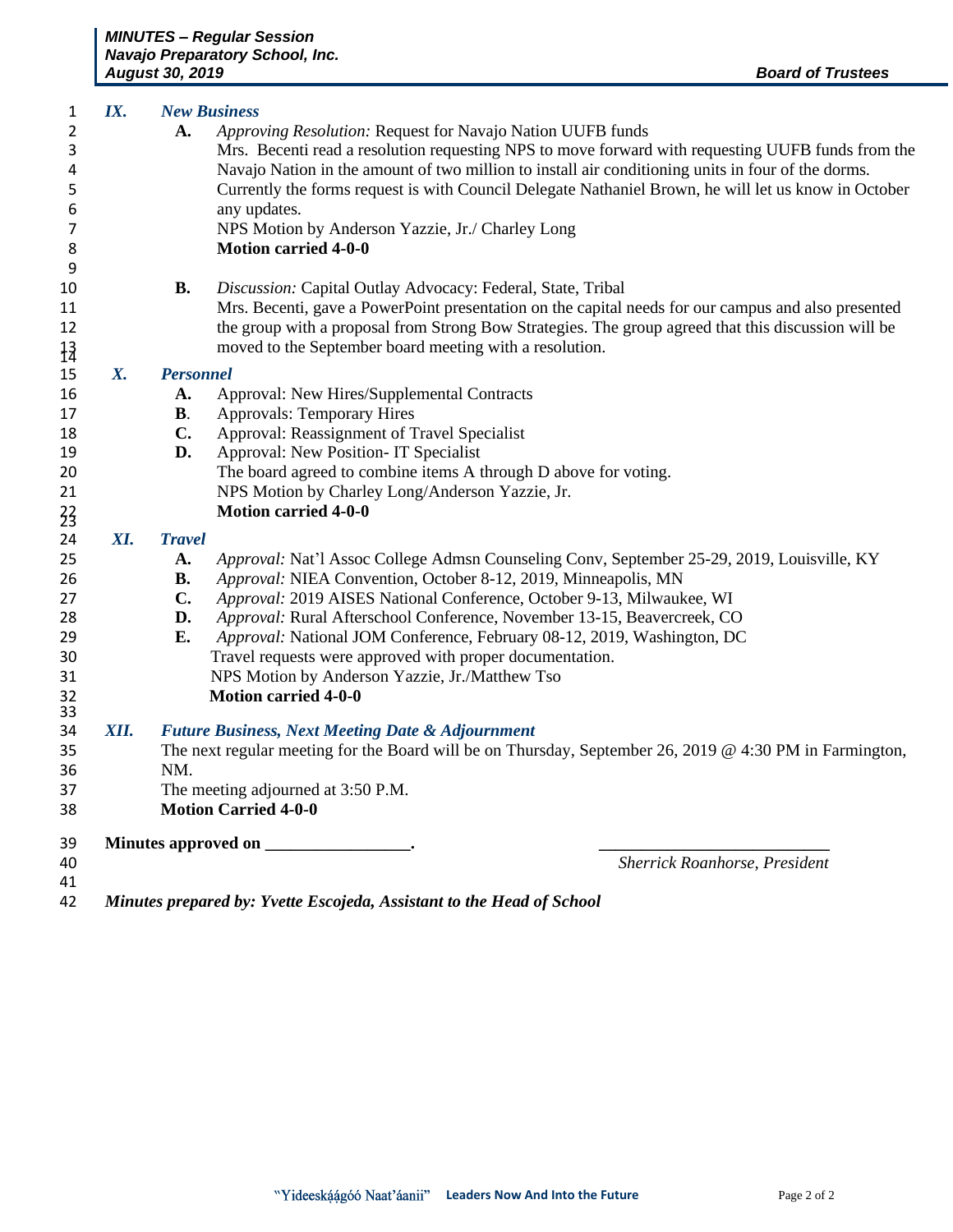## *IX. New Business*

**A.** *Approving Resolution:* Request for Navajo Nation UUFB funds

Mrs. Becenti read a resolution requesting NPS to move forward with requesting UUFB funds from the Navajo Nation in the amount of two million to install air conditioning units in four of the dorms. Currently the forms request is with Council Delegate Nathaniel Brown, he will let us know in October any updates.

NPS Motion by Anderson Yazzie, Jr./ Charley Long

**Motion carried 4-0-0**

**B.** *Discussion:* Capital Outlay Advocacy: Federal, State, Tribal

Mrs. Becenti, gave a PowerPoint presentation on the capital needs for our campus and also presented the group with a proposal from Strong Bow Strategies. The group agreed that this discussion will be moved to the September board meeting with a resolution.

## *X. Personnel*

**A.** Approval: New Hires/Supplemental Contracts

**B.** Approvals: Temporary Hires

**C.** Approval: Reassignment of Travel Specialist

**D.** Approval: New Position- IT Specialist

The board agreed to combine items A through D above for voting.

NPS Motion by Charley Long/Anderson Yazzie, Jr.

**Motion carried 4-0-0**

## *XI. Travel*

**A.** *Approval:* Nat'l Assoc College Admsn Counseling Conv, September 25-29, 2019, Louisville, KY

**B.** *Approval:* NIEA Convention, October 8-12, 2019, Minneapolis, MN

**C.** *Approval:* 2019 AISES National Conference, October 9-13, Milwaukee, WI

**D.** *Approval:* Rural Afterschool Conference, November 13-15, Beavercreek, CO

**E.** *Approval:* National JOM Conference, February 08-12, 2019, Washington, DC

Travel requests were approved with proper documentation.

NPS Motion by Anderson Yazzie, Jr./Matthew Tso

**Motion carried 4-0-0**

## *XII. Future Business, Next Meeting Date & Adjournment*

The next regular meeting for the Board will be on Thursday, September 26, 2019 @ 4:30 PM in Farmington, NM.

The meeting adjourned at 3:50 P.M.

**Motion Carried 4-0-0**

**Minutes approved on \_\_\_\_\_\_\_\_\_\_\_\_\_\_\_\_.**

\_\_\_\_\_\_\_\_\_\_\_\_\_\_\_\_\_\_\_\_\_\_\_\_\_\_\_

*Sherrick Roanhorse, President*

***Minutes prepared by: Yvette Escojeda, Assistant to the Head of School***